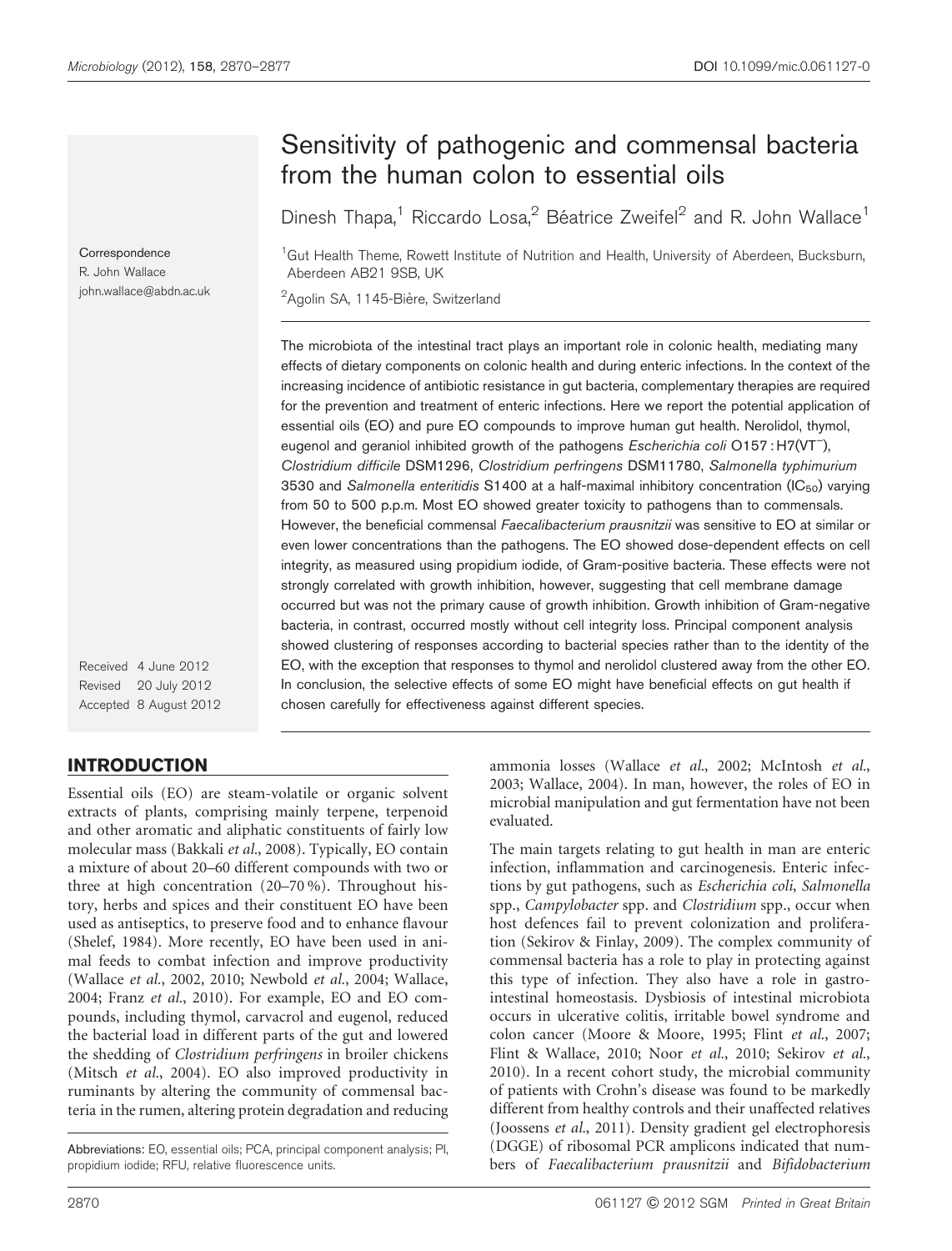# Sensitivity of pathogenic and commensal bacteria from the human colon to essential oils

Dinesh Thapa,[1] Riccardo Losa,[2] Béatrice Zweifel[2] and R. John Wallace[1]

[1]Gut Health Theme, Rowett Institute of Nutrition and Health, University of Aberdeen, Bucksburn, Aberdeen AB21 9SB, UK

[2]Agolin SA, 1145-Bière, Switzerland

Correspondence
R. John Wallace
john.wallace@abdn.ac.uk

Received 4 June 2012
Revised 20 July 2012
Accepted 8 August 2012

The microbiota of the intestinal tract plays an important role in colonic health, mediating many effects of dietary components on colonic health and during enteric infections. In the context of the increasing incidence of antibiotic resistance in gut bacteria, complementary therapies are required for the prevention and treatment of enteric infections. Here we report the potential application of essential oils (EO) and pure EO compounds to improve human gut health. Nerolidol, thymol, eugenol and geraniol inhibited growth of the pathogens *Escherichia coli* O157 : H7(VT$^{-}$), *Clostridium difficile* DSM1296, *Clostridium perfringens* DSM11780, *Salmonella typhimurium* 3530 and *Salmonella enteritidis* S1400 at a half-maximal inhibitory concentration ($IC_{50}$) varying from 50 to 500 p.p.m. Most EO showed greater toxicity to pathogens than to commensals. However, the beneficial commensal *Faecalibacterium prausnitzii* was sensitive to EO at similar or even lower concentrations than the pathogens. The EO showed dose-dependent effects on cell integrity, as measured using propidium iodide, of Gram-positive bacteria. These effects were not strongly correlated with growth inhibition, however, suggesting that cell membrane damage occurred but was not the primary cause of growth inhibition. Growth inhibition of Gram-negative bacteria, in contrast, occurred mostly without cell integrity loss. Principal component analysis showed clustering of responses according to bacterial species rather than to the identity of the EO, with the exception that responses to thymol and nerolidol clustered away from the other EO. In conclusion, the selective effects of some EO might have beneficial effects on gut health if chosen carefully for effectiveness against different species.

## INTRODUCTION

Essential oils (EO) are steam-volatile or organic solvent extracts of plants, comprising mainly terpene, terpenoid and other aromatic and aliphatic constituents of fairly low molecular mass (Bakkali *et al.*, 2008). Typically, EO contain a mixture of about 20–60 different compounds with two or three at high concentration (20–70 %). Throughout history, herbs and spices and their constituent EO have been used as antiseptics, to preserve food and to enhance flavour (Shelef, 1984). More recently, EO have been used in animal feeds to combat infection and improve productivity (Wallace *et al.*, 2002, 2010; Newbold *et al.*, 2004; Wallace, 2004; Franz *et al.*, 2010). For example, EO and EO compounds, including thymol, carvacrol and eugenol, reduced the bacterial load in different parts of the gut and lowered the shedding of *Clostridium perfringens* in broiler chickens (Mitsch *et al.*, 2004). EO also improved productivity in ruminants by altering the community of commensal bacteria in the rumen, altering protein degradation and reducing ammonia losses (Wallace *et al.*, 2002; McIntosh *et al.*, 2003; Wallace, 2004). In man, however, the roles of EO in microbial manipulation and gut fermentation have not been evaluated.

The main targets relating to gut health in man are enteric infection, inflammation and carcinogenesis. Enteric infections by gut pathogens, such as *Escherichia coli*, *Salmonella* spp., *Campylobacter* spp. and *Clostridium* spp., occur when host defences fail to prevent colonization and proliferation (Sekirov & Finlay, 2009). The complex community of commensal bacteria has a role to play in protecting against this type of infection. They also have a role in gastrointestinal homeostasis. Dysbiosis of intestinal microbiota occurs in ulcerative colitis, irritable bowel syndrome and colon cancer (Moore & Moore, 1995; Flint *et al.*, 2007; Flint & Wallace, 2010; Noor *et al.*, 2010; Sekirov *et al.*, 2010). In a recent cohort study, the microbial community of patients with Crohn's disease was found to be markedly different from healthy controls and their unaffected relatives (Joossens *et al.*, 2011). Density gradient gel electrophoresis (DGGE) of ribosomal PCR amplicons indicated that numbers of *Faecalibacterium prausnitzii* and *Bifidobacterium*

Abbreviations: EO, essential oils; PCA, principal component analysis; PI, propidium iodide; RFU, relative fluorescence units.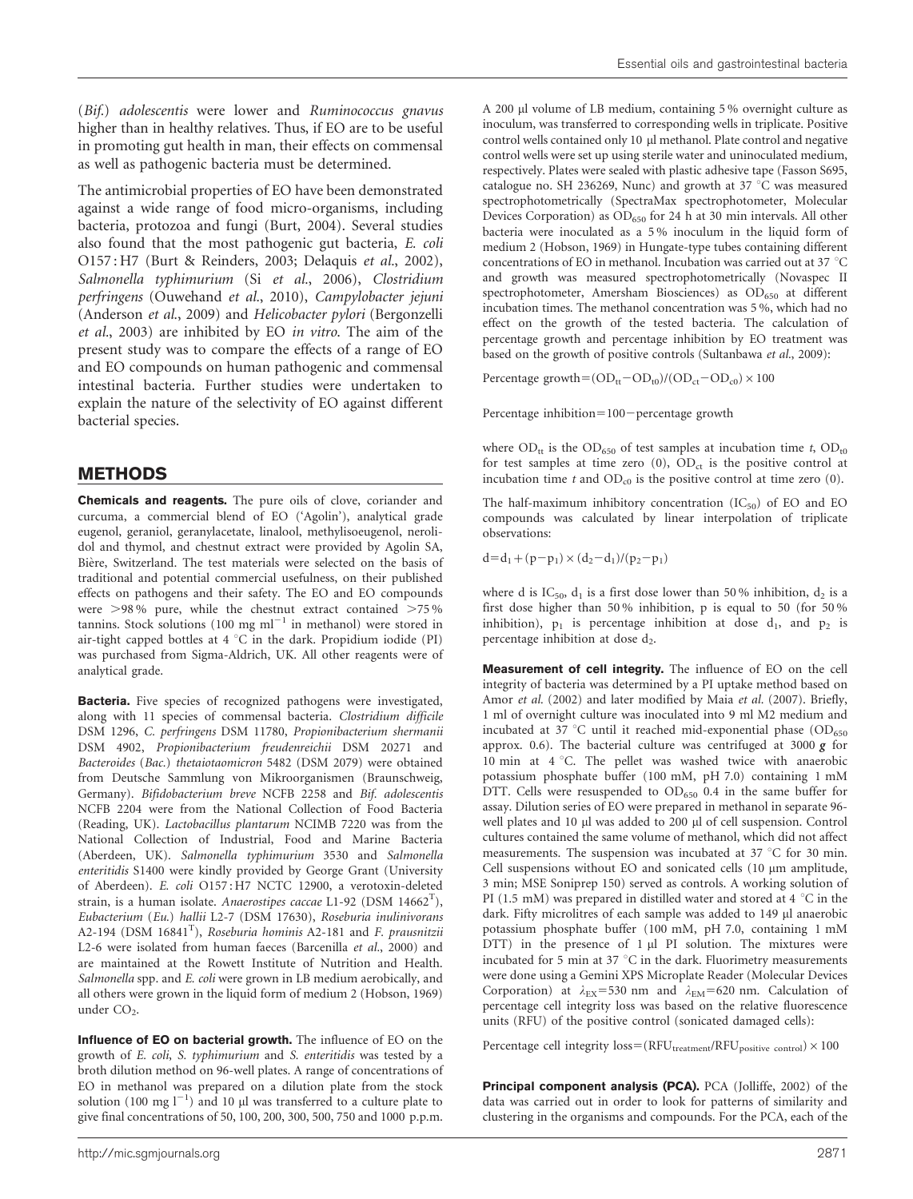(*Bif.*) *adolescentis* were lower and *Ruminococcus gnavus* higher than in healthy relatives. Thus, if EO are to be useful in promoting gut health in man, their effects on commensal as well as pathogenic bacteria must be determined.

The antimicrobial properties of EO have been demonstrated against a wide range of food micro-organisms, including bacteria, protozoa and fungi (Burt, 2004). Several studies also found that the most pathogenic gut bacteria, *E. coli* O157 : H7 (Burt & Reinders, 2003; Delaquis *et al.*, 2002), *Salmonella typhimurium* (Si *et al.*, 2006), *Clostridium perfringens* (Ouwehand *et al.*, 2010), *Campylobacter jejuni* (Anderson *et al.*, 2009) and *Helicobacter pylori* (Bergonzelli *et al.*, 2003) are inhibited by EO *in vitro*. The aim of the present study was to compare the effects of a range of EO and EO compounds on human pathogenic and commensal intestinal bacteria. Further studies were undertaken to explain the nature of the selectivity of EO against different bacterial species.

## METHODS

**Chemicals and reagents.** The pure oils of clove, coriander and curcuma, a commercial blend of EO ('Agolin'), analytical grade eugenol, geraniol, geranylacetate, linalool, methylisoeugenol, nerolidol and thymol, and chestnut extract were provided by Agolin SA, Bière, Switzerland. The test materials were selected on the basis of traditional and potential commercial usefulness, on their published effects on pathogens and their safety. The EO and EO compounds were >98 % pure, while the chestnut extract contained >75 % tannins. Stock solutions (100 mg $ml^{-1}$ in methanol) were stored in air-tight capped bottles at 4 °C in the dark. Propidium iodide (PI) was purchased from Sigma-Aldrich, UK. All other reagents were of analytical grade.

**Bacteria.** Five species of recognized pathogens were investigated, along with 11 species of commensal bacteria. *Clostridium difficile* DSM 1296, *C. perfringens* DSM 11780, *Propionibacterium shermanii* DSM 4902, *Propionibacterium freudenreichii* DSM 20271 and *Bacteroides* (*Bac.*) *thetaiotaomicron* 5482 (DSM 2079) were obtained from Deutsche Sammlung von Mikroorganismen (Braunschweig, Germany). *Bifidobacterium breve* NCFB 2258 and *Bif. adolescentis* NCFB 2204 were from the National Collection of Food Bacteria (Reading, UK). *Lactobacillus plantarum* NCIMB 7220 was from the National Collection of Industrial, Food and Marine Bacteria (Aberdeen, UK). *Salmonella typhimurium* 3530 and *Salmonella enteritidis* S1400 were kindly provided by George Grant (University of Aberdeen). *E. coli* O157 : H7 NCTC 12900, a verotoxin-deleted strain, is a human isolate. *Anaerostipes caccae* L1-92 (DSM 14662[T]), *Eubacterium* (*Eu.*) *hallii* L2-7 (DSM 17630), *Roseburia inulinivorans* A2-194 (DSM 16841[T]), *Roseburia hominis* A2-181 and *F. prausnitzii* L2-6 were isolated from human faeces (Barcenilla *et al.*, 2000) and are maintained at the Rowett Institute of Nutrition and Health. *Salmonella* spp. and *E. coli* were grown in LB medium aerobically, and all others were grown in the liquid form of medium 2 (Hobson, 1969) under $CO_2$.

**Influence of EO on bacterial growth.** The influence of EO on the growth of *E. coli*, *S. typhimurium* and *S. enteritidis* was tested by a broth dilution method on 96-well plates. A range of concentrations of EO in methanol was prepared on a dilution plate from the stock solution (100 mg $l^{-1}$) and 10 μl was transferred to a culture plate to give final concentrations of 50, 100, 200, 300, 500, 750 and 1000 p.p.m. A 200 μl volume of LB medium, containing 5 % overnight culture as inoculum, was transferred to corresponding wells in triplicate. Positive control wells contained only 10 μl methanol. Plate control and negative control wells were set up using sterile water and uninoculated medium, respectively. Plates were sealed with plastic adhesive tape (Fasson S695, catalogue no. SH 236269, Nunc) and growth at 37 °C was measured spectrophotometrically (SpectraMax spectrophotometer, Molecular Devices Corporation) as $OD_{650}$ for 24 h at 30 min intervals. All other bacteria were inoculated as a 5 % inoculum in the liquid form of medium 2 (Hobson, 1969) in Hungate-type tubes containing different concentrations of EO in methanol. Incubation was carried out at 37 °C and growth was measured spectrophotometrically (Novaspec II spectrophotometer, Amersham Biosciences) as $OD_{650}$ at different incubation times. The methanol concentration was 5 %, which had no effect on the growth of the tested bacteria. The calculation of percentage growth and percentage inhibition by EO treatment was based on the growth of positive controls (Sultanbawa *et al.*, 2009):

$$\text{Percentage growth} = (OD_{tt} - OD_{t0})/(OD_{ct} - OD_{c0}) \times 100$$

$$\text{Percentage inhibition} = 100 - \text{percentage growth}$$

where $OD_{tt}$ is the $OD_{650}$ of test samples at incubation time *t*, $OD_{t0}$ for test samples at time zero (0), $OD_{ct}$ is the positive control at incubation time *t* and $OD_{c0}$ is the positive control at time zero (0).

The half-maximum inhibitory concentration ($IC_{50}$) of EO and EO compounds was calculated by linear interpolation of triplicate observations:

$$d = d_1 + (p - p_1) \times (d_2 - d_1)/(p_2 - p_1)$$

where d is $IC_{50}$, $d_1$ is a first dose lower than 50 % inhibition, $d_2$ is a first dose higher than 50 % inhibition, p is equal to 50 (for 50 % inhibition), $p_1$ is percentage inhibition at dose $d_1$, and $p_2$ is percentage inhibition at dose $d_2$.

**Measurement of cell integrity.** The influence of EO on the cell integrity of bacteria was determined by a PI uptake method based on Amor *et al.* (2002) and later modified by Maia *et al.* (2007). Briefly, 1 ml of overnight culture was inoculated into 9 ml M2 medium and incubated at 37 °C until it reached mid-exponential phase ($OD_{650}$ approx. 0.6). The bacterial culture was centrifuged at 3000 ***g*** for 10 min at 4 °C. The pellet was washed twice with anaerobic potassium phosphate buffer (100 mM, pH 7.0) containing 1 mM DTT. Cells were resuspended to $OD_{650}$ 0.4 in the same buffer for assay. Dilution series of EO were prepared in methanol in separate 96-well plates and 10 μl was added to 200 μl of cell suspension. Control cultures contained the same volume of methanol, which did not affect measurements. The suspension was incubated at 37 °C for 30 min. Cell suspensions without EO and sonicated cells (10 μm amplitude, 3 min; MSE Soniprep 150) served as controls. A working solution of PI (1.5 mM) was prepared in distilled water and stored at 4 °C in the dark. Fifty microlitres of each sample was added to 149 μl anaerobic potassium phosphate buffer (100 mM, pH 7.0, containing 1 mM DTT) in the presence of 1 μl PI solution. The mixtures were incubated for 5 min at 37 °C in the dark. Fluorimetry measurements were done using a Gemini XPS Microplate Reader (Molecular Devices Corporation) at $\lambda_{EX}$=530 nm and $\lambda_{EM}$=620 nm. Calculation of percentage cell integrity loss was based on the relative fluorescence units (RFU) of the positive control (sonicated damaged cells):

$$\text{Percentage cell integrity loss} = (RFU_{treatment}/RFU_{positive\ control}) \times 100$$

**Principal component analysis (PCA).** PCA (Jolliffe, 2002) of the data was carried out in order to look for patterns of similarity and clustering in the organisms and compounds. For the PCA, each of the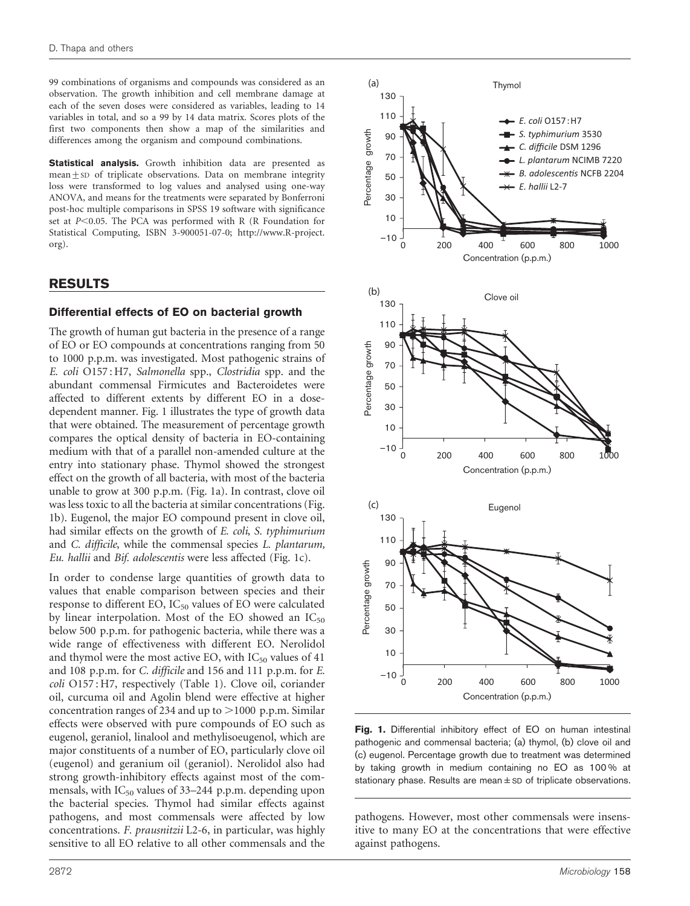99 combinations of organisms and compounds was considered as an observation. The growth inhibition and cell membrane damage at each of the seven doses were considered as variables, leading to 14 variables in total, and so a 99 by 14 data matrix. Scores plots of the first two components then show a map of the similarities and differences among the organism and compound combinations.

**Statistical analysis.** Growth inhibition data are presented as mean ± SD of triplicate observations. Data on membrane integrity loss were transformed to log values and analysed using one-way ANOVA, and means for the treatments were separated by Bonferroni post-hoc multiple comparisons in SPSS 19 software with significance set at $P<0.05$. The PCA was performed with R (R Foundation for Statistical Computing, ISBN 3-900051-07-0; http://www.R-project.org).

## RESULTS

### Differential effects of EO on bacterial growth

The growth of human gut bacteria in the presence of a range of EO or EO compounds at concentrations ranging from 50 to 1000 p.p.m. was investigated. Most pathogenic strains of *E. coli* O157 : H7, *Salmonella* spp., *Clostridia* spp. and the abundant commensal Firmicutes and Bacteroidetes were affected to different extents by different EO in a dose-dependent manner. Fig. 1 illustrates the type of growth data that were obtained. The measurement of percentage growth compares the optical density of bacteria in EO-containing medium with that of a parallel non-amended culture at the entry into stationary phase. Thymol showed the strongest effect on the growth of all bacteria, with most of the bacteria unable to grow at 300 p.p.m. (Fig. 1a). In contrast, clove oil was less toxic to all the bacteria at similar concentrations (Fig. 1b). Eugenol, the major EO compound present in clove oil, had similar effects on the growth of *E. coli*, *S. typhimurium* and *C. difficile*, while the commensal species *L. plantarum*, *Eu. hallii* and *Bif. adolescentis* were less affected (Fig. 1c).

In order to condense large quantities of growth data to values that enable comparison between species and their response to different EO, $IC_{50}$ values of EO were calculated by linear interpolation. Most of the EO showed an $IC_{50}$ below 500 p.p.m. for pathogenic bacteria, while there was a wide range of effectiveness with different EO. Nerolidol and thymol were the most active EO, with $IC_{50}$ values of 41 and 108 p.p.m. for *C. difficile* and 156 and 111 p.p.m. for *E. coli* O157 : H7, respectively (Table 1). Clove oil, coriander oil, curcuma oil and Agolin blend were effective at higher concentration ranges of 234 and up to >1000 p.p.m. Similar effects were observed with pure compounds of EO such as eugenol, geraniol, linalool and methylisoeugenol, which are major constituents of a number of EO, particularly clove oil (eugenol) and geranium oil (geraniol). Nerolidol also had strong growth-inhibitory effects against most of the commensals, with $IC_{50}$ values of 33–244 p.p.m. depending upon the bacterial species. Thymol had similar effects against pathogens, and most commensals were affected by low concentrations. *F. prausnitzii* L2-6, in particular, was highly sensitive to all EO relative to all other commensals and the pathogens. However, most other commensals were insensitive to many EO at the concentrations that were effective against pathogens.

**Fig. 1.** Differential inhibitory effect of EO on human intestinal pathogenic and commensal bacteria; (a) thymol, (b) clove oil and (c) eugenol. Percentage growth due to treatment was determined by taking growth in medium containing no EO as 100 % at stationary phase. Results are mean ± SD of triplicate observations.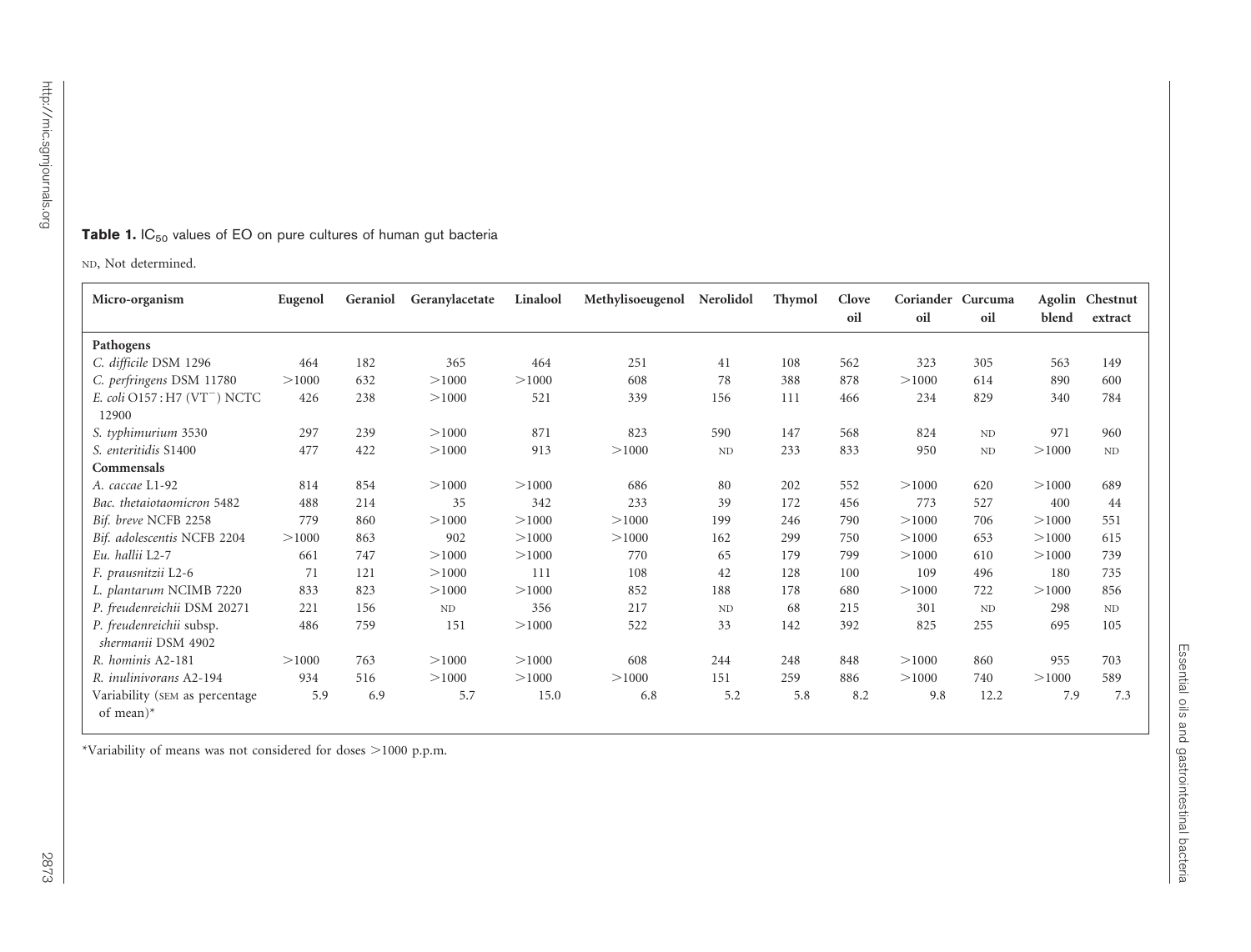**Table 1.** $IC_{50}$ values of EO on pure cultures of human gut bacteria

ND, Not determined.

| Micro-organism | Eugenol | Geraniol | Geranylacetate | Linalool | Methylisoeugenol | Nerolidol | Thymol | Clove oil | Coriander oil | Curcuma oil | Agolin blend | Chestnut extract |
|---|---|---|---|---|---|---|---|---|---|---|---|---|
| **Pathogens** | | | | | | | | | | | | |
| *C. difficile* DSM 1296 | 464 | 182 | 365 | 464 | 251 | 41 | 108 | 562 | 323 | 305 | 563 | 149 |
| *C. perfringens* DSM 11780 | >1000 | 632 | >1000 | >1000 | 608 | 78 | 388 | 878 | >1000 | 614 | 890 | 600 |
| *E. coli* O157 : H7 ($VT^-$) NCTC 12900 | 426 | 238 | >1000 | 521 | 339 | 156 | 111 | 466 | 234 | 829 | 340 | 784 |
| *S. typhimurium* 3530 | 297 | 239 | >1000 | 871 | 823 | 590 | 147 | 568 | 824 | ND | 971 | 960 |
| *S. enteritidis* S1400 | 477 | 422 | >1000 | 913 | >1000 | ND | 233 | 833 | 950 | ND | >1000 | ND |
| **Commensals** | | | | | | | | | | | | |
| *A. caccae* L1-92 | 814 | 854 | >1000 | >1000 | 686 | 80 | 202 | 552 | >1000 | 620 | >1000 | 689 |
| *Bac. thetaiotaomicron* 5482 | 488 | 214 | 35 | 342 | 233 | 39 | 172 | 456 | 773 | 527 | 400 | 44 |
| *Bif. breve* NCFB 2258 | 779 | 860 | >1000 | >1000 | >1000 | 199 | 246 | 790 | >1000 | 706 | >1000 | 551 |
| *Bif. adolescentis* NCFB 2204 | >1000 | 863 | 902 | >1000 | >1000 | 162 | 299 | 750 | >1000 | 653 | >1000 | 615 |
| *Eu. hallii* L2-7 | 661 | 747 | >1000 | >1000 | 770 | 65 | 179 | 799 | >1000 | 610 | >1000 | 739 |
| *F. prausnitzii* L2-6 | 71 | 121 | >1000 | 111 | 108 | 42 | 128 | 100 | 109 | 496 | 180 | 735 |
| *L. plantarum* NCIMB 7220 | 833 | 823 | >1000 | >1000 | 852 | 188 | 178 | 680 | >1000 | 722 | >1000 | 856 |
| *P. freudenreichii* DSM 20271 | 221 | 156 | ND | 356 | 217 | ND | 68 | 215 | 301 | ND | 298 | ND |
| *P. freudenreichii* subsp. *shermanii* DSM 4902 | 486 | 759 | 151 | >1000 | 522 | 33 | 142 | 392 | 825 | 255 | 695 | 105 |
| *R. hominis* A2-181 | >1000 | 763 | >1000 | >1000 | 608 | 244 | 248 | 848 | >1000 | 860 | 955 | 703 |
| *R. inulinivorans* A2-194 | 934 | 516 | >1000 | >1000 | >1000 | 151 | 259 | 886 | >1000 | 740 | >1000 | 589 |
| Variability (SEM as percentage of mean)* | 5.9 | 6.9 | 5.7 | 15.0 | 6.8 | 5.2 | 5.8 | 8.2 | 9.8 | 12.2 | 7.9 | 7.3 |

*Variability of means was not considered for doses >1000 p.p.m.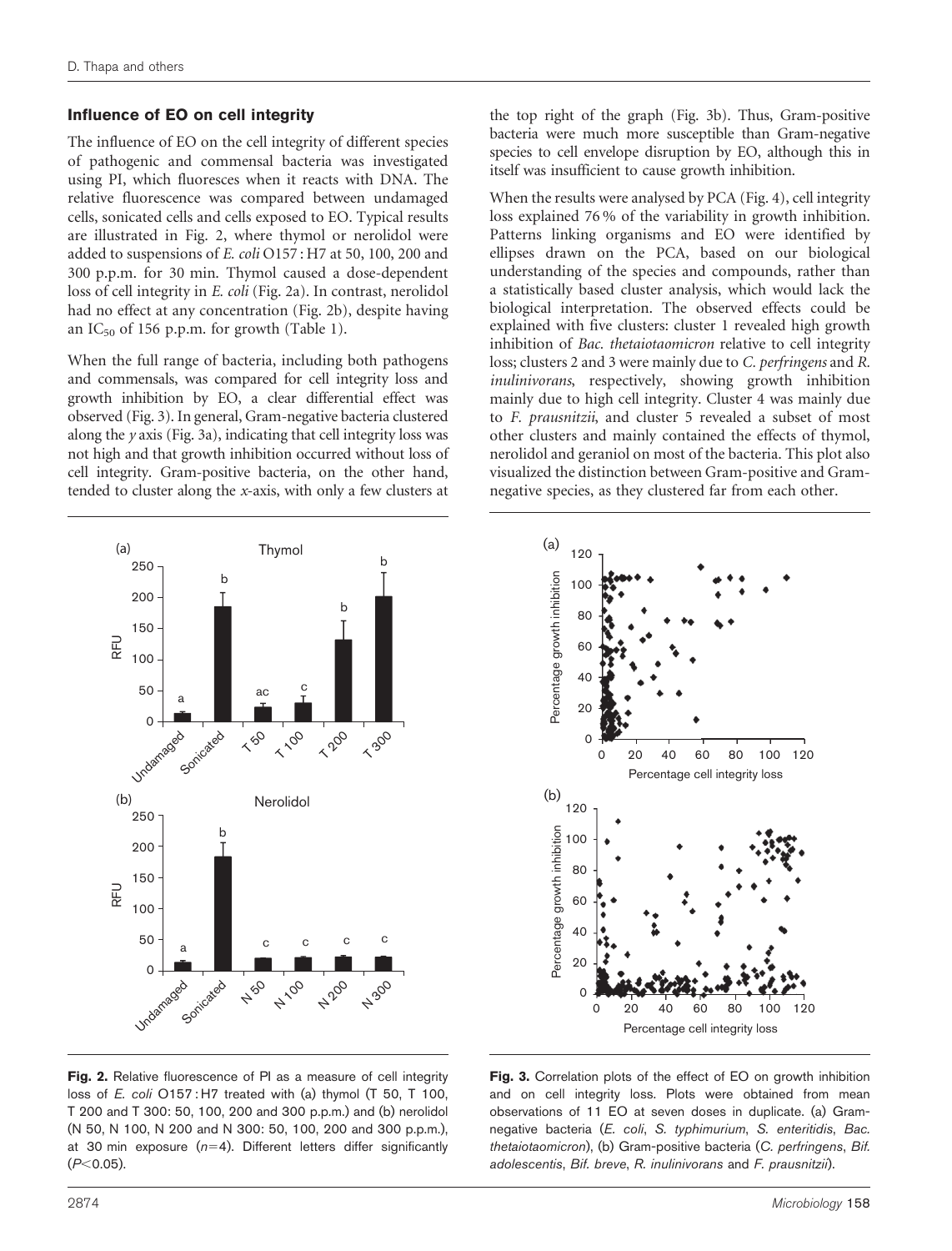### Influence of EO on cell integrity

The influence of EO on the cell integrity of different species of pathogenic and commensal bacteria was investigated using PI, which fluoresces when it reacts with DNA. The relative fluorescence was compared between undamaged cells, sonicated cells and cells exposed to EO. Typical results are illustrated in Fig. 2, where thymol or nerolidol were added to suspensions of *E. coli* O157 : H7 at 50, 100, 200 and 300 p.p.m. for 30 min. Thymol caused a dose-dependent loss of cell integrity in *E. coli* (Fig. 2a). In contrast, nerolidol had no effect at any concentration (Fig. 2b), despite having an $IC_{50}$ of 156 p.p.m. for growth (Table 1).

When the full range of bacteria, including both pathogens and commensals, was compared for cell integrity loss and growth inhibition by EO, a clear differential effect was observed (Fig. 3). In general, Gram-negative bacteria clustered along the *y* axis (Fig. 3a), indicating that cell integrity loss was not high and that growth inhibition occurred without loss of cell integrity. Gram-positive bacteria, on the other hand, tended to cluster along the *x*-axis, with only a few clusters at the top right of the graph (Fig. 3b). Thus, Gram-positive bacteria were much more susceptible than Gram-negative species to cell envelope disruption by EO, although this in itself was insufficient to cause growth inhibition.

When the results were analysed by PCA (Fig. 4), cell integrity loss explained 76 % of the variability in growth inhibition. Patterns linking organisms and EO were identified by ellipses drawn on the PCA, based on our biological understanding of the species and compounds, rather than a statistically based cluster analysis, which would lack the biological interpretation. The observed effects could be explained with five clusters: cluster 1 revealed high growth inhibition of *Bac. thetaiotaomicron* relative to cell integrity loss; clusters 2 and 3 were mainly due to *C. perfringens* and *R. inulinivorans*, respectively, showing growth inhibition mainly due to high cell integrity. Cluster 4 was mainly due to *F. prausnitzii*, and cluster 5 revealed a subset of most other clusters and mainly contained the effects of thymol, nerolidol and geraniol on most of the bacteria. This plot also visualized the distinction between Gram-positive and Gram-negative species, as they clustered far from each other.

**Fig. 2.** Relative fluorescence of PI as a measure of cell integrity loss of *E. coli* O157 : H7 treated with (a) thymol (T 50, T 100, T 200 and T 300: 50, 100, 200 and 300 p.p.m.) and (b) nerolidol (N 50, N 100, N 200 and N 300: 50, 100, 200 and 300 p.p.m.), at 30 min exposure ($n$=4). Different letters differ significantly ($P$<0.05).

**Fig. 3.** Correlation plots of the effect of EO on growth inhibition and on cell integrity loss. Plots were obtained from mean observations of 11 EO at seven doses in duplicate. (a) Gram-negative bacteria (*E. coli*, *S. typhimurium*, *S. enteritidis*, *Bac. thetaiotaomicron*), (b) Gram-positive bacteria (*C. perfringens*, *Bif. adolescentis*, *Bif. breve*, *R. inulinivorans* and *F. prausnitzii*).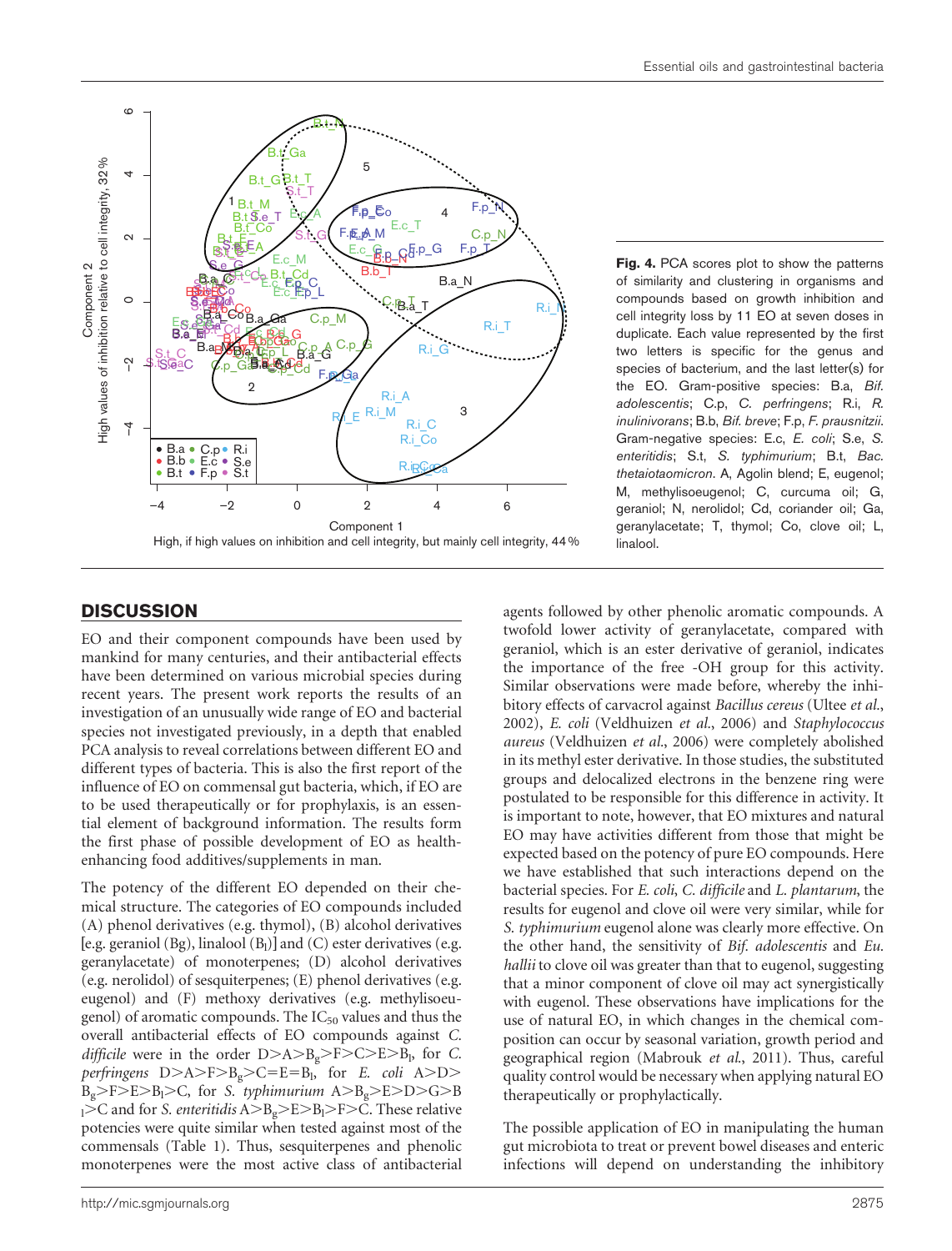**Fig. 4.** PCA scores plot to show the patterns of similarity and clustering in organisms and compounds based on growth inhibition and cell integrity loss by 11 EO at seven doses in duplicate. Each value represented by the first two letters is specific for the genus and species of bacterium, and the last letter(s) for the EO. Gram-positive species: B.a, *Bif. adolescentis*; C.p, *C. perfringens*; R.i, *R. inulinivorans*; B.b, *Bif. breve*; F.p, *F. prausnitzii*. Gram-negative species: E.c, *E. coli*; S.e, *S. enteritidis*; S.t, *S. typhimurium*; B.t, *Bac. thetaiotaomicron*. A, Agolin blend; E, eugenol; M, methylisoeugenol; C, curcuma oil; G, geraniol; N, nerolidol; Cd, coriander oil; Ga, geranylacetate; T, thymol; Co, clove oil; L, linalool.

## DISCUSSION

EO and their component compounds have been used by mankind for many centuries, and their antibacterial effects have been determined on various microbial species during recent years. The present work reports the results of an investigation of an unusually wide range of EO and bacterial species not investigated previously, in a depth that enabled PCA analysis to reveal correlations between different EO and different types of bacteria. This is also the first report of the influence of EO on commensal gut bacteria, which, if EO are to be used therapeutically or for prophylaxis, is an essential element of background information. The results form the first phase of possible development of EO as health-enhancing food additives/supplements in man.

The potency of the different EO depended on their chemical structure. The categories of EO compounds included (A) phenol derivatives (e.g. thymol), (B) alcohol derivatives [e.g. geraniol ($B_g$), linalool ($B_l$)] and (C) ester derivatives (e.g. geranylacetate) of monoterpenes; (D) alcohol derivatives (e.g. nerolidol) of sesquiterpenes; (E) phenol derivatives (e.g. eugenol) and (F) methoxy derivatives (e.g. methylisoeugenol) of aromatic compounds. The $IC_{50}$ values and thus the overall antibacterial effects of EO compounds against *C. difficile* were in the order D>A>$B_g$>F>C>E>$B_l$, for *C. perfringens* D>A>F>$B_g$>C=E=$B_l$, for *E. coli* A>D>$B_g$>F>E>$B_l$>C, for *S. typhimurium* A>$B_g$>E>D>G>$B_l$>C and for *S. enteritidis* A>$B_g$>E>$B_l$>F>C. These relative potencies were quite similar when tested against most of the commensals (Table 1). Thus, sesquiterpenes and phenolic monoterpenes were the most active class of antibacterial agents followed by other phenolic aromatic compounds. A twofold lower activity of geranylacetate, compared with geraniol, which is an ester derivative of geraniol, indicates the importance of the free -OH group for this activity. Similar observations were made before, whereby the inhibitory effects of carvacrol against *Bacillus cereus* (Ultee *et al.*, 2002), *E. coli* (Veldhuizen *et al.*, 2006) and *Staphylococcus aureus* (Veldhuizen *et al.*, 2006) were completely abolished in its methyl ester derivative. In those studies, the substituted groups and delocalized electrons in the benzene ring were postulated to be responsible for this difference in activity. It is important to note, however, that EO mixtures and natural EO may have activities different from those that might be expected based on the potency of pure EO compounds. Here we have established that such interactions depend on the bacterial species. For *E. coli*, *C. difficile* and *L. plantarum*, the results for eugenol and clove oil were very similar, while for *S. typhimurium* eugenol alone was clearly more effective. On the other hand, the sensitivity of *Bif. adolescentis* and *Eu. hallii* to clove oil was greater than that to eugenol, suggesting that a minor component of clove oil may act synergistically with eugenol. These observations have implications for the use of natural EO, in which changes in the chemical composition can occur by seasonal variation, growth period and geographical region (Mabrouk *et al.*, 2011). Thus, careful quality control would be necessary when applying natural EO therapeutically or prophylactically.

The possible application of EO in manipulating the human gut microbiota to treat or prevent bowel diseases and enteric infections will depend on understanding the inhibitory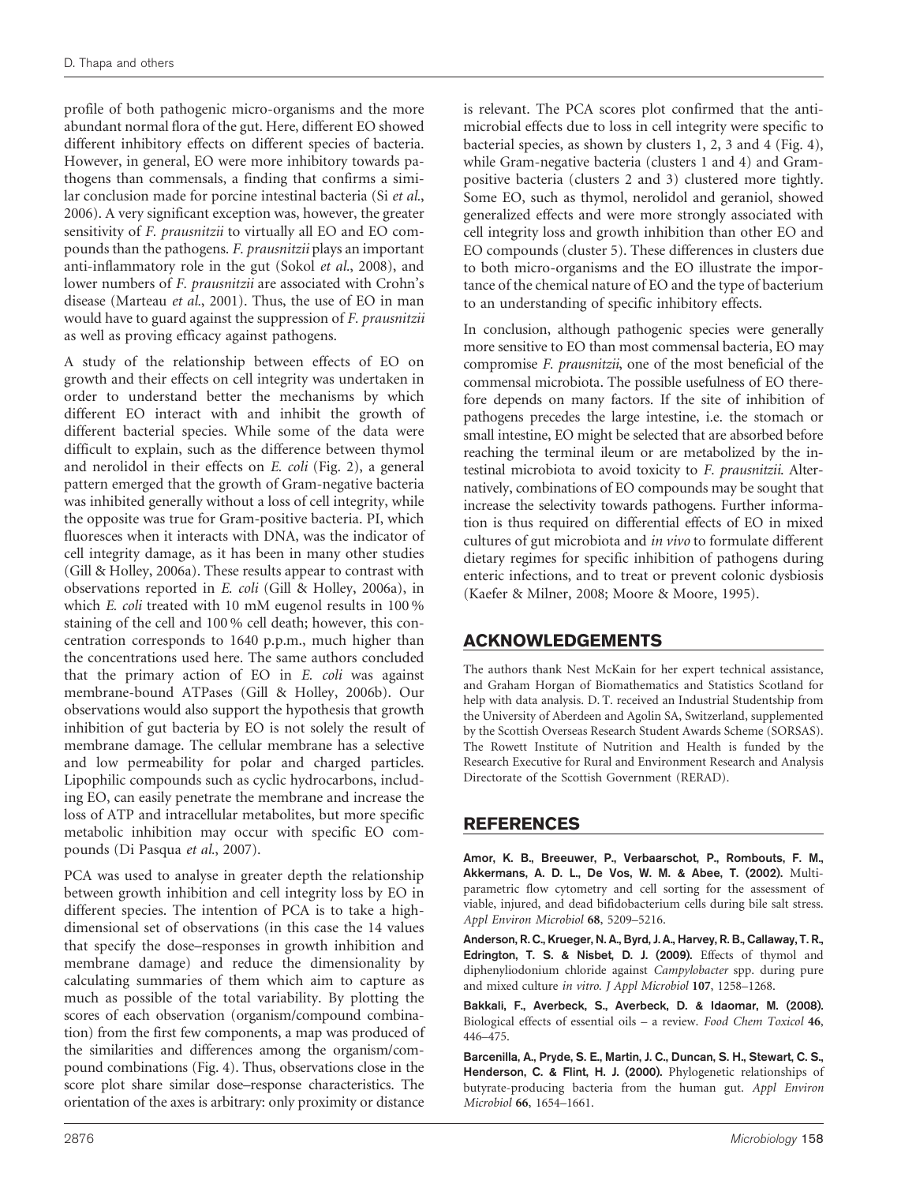profile of both pathogenic micro-organisms and the more abundant normal flora of the gut. Here, different EO showed different inhibitory effects on different species of bacteria. However, in general, EO were more inhibitory towards pathogens than commensals, a finding that confirms a similar conclusion made for porcine intestinal bacteria (Si *et al.*, 2006). A very significant exception was, however, the greater sensitivity of *F. prausnitzii* to virtually all EO and EO compounds than the pathogens. *F. prausnitzii* plays an important anti-inflammatory role in the gut (Sokol *et al.*, 2008), and lower numbers of *F. prausnitzii* are associated with Crohn's disease (Marteau *et al.*, 2001). Thus, the use of EO in man would have to guard against the suppression of *F. prausnitzii* as well as proving efficacy against pathogens.

A study of the relationship between effects of EO on growth and their effects on cell integrity was undertaken in order to understand better the mechanisms by which different EO interact with and inhibit the growth of different bacterial species. While some of the data were difficult to explain, such as the difference between thymol and nerolidol in their effects on *E. coli* (Fig. 2), a general pattern emerged that the growth of Gram-negative bacteria was inhibited generally without a loss of cell integrity, while the opposite was true for Gram-positive bacteria. PI, which fluoresces when it interacts with DNA, was the indicator of cell integrity damage, as it has been in many other studies (Gill & Holley, 2006a). These results appear to contrast with observations reported in *E. coli* (Gill & Holley, 2006a), in which *E. coli* treated with 10 mM eugenol results in 100 % staining of the cell and 100 % cell death; however, this concentration corresponds to 1640 p.p.m., much higher than the concentrations used here. The same authors concluded that the primary action of EO in *E. coli* was against membrane-bound ATPases (Gill & Holley, 2006b). Our observations would also support the hypothesis that growth inhibition of gut bacteria by EO is not solely the result of membrane damage. The cellular membrane has a selective and low permeability for polar and charged particles. Lipophilic compounds such as cyclic hydrocarbons, including EO, can easily penetrate the membrane and increase the loss of ATP and intracellular metabolites, but more specific metabolic inhibition may occur with specific EO compounds (Di Pasqua *et al.*, 2007).

PCA was used to analyse in greater depth the relationship between growth inhibition and cell integrity loss by EO in different species. The intention of PCA is to take a high-dimensional set of observations (in this case the 14 values that specify the dose–responses in growth inhibition and membrane damage) and reduce the dimensionality by calculating summaries of them which aim to capture as much as possible of the total variability. By plotting the scores of each observation (organism/compound combination) from the first few components, a map was produced of the similarities and differences among the organism/compound combinations (Fig. 4). Thus, observations close in the score plot share similar dose–response characteristics. The orientation of the axes is arbitrary: only proximity or distance is relevant. The PCA scores plot confirmed that the antimicrobial effects due to loss in cell integrity were specific to bacterial species, as shown by clusters 1, 2, 3 and 4 (Fig. 4), while Gram-negative bacteria (clusters 1 and 4) and Gram-positive bacteria (clusters 2 and 3) clustered more tightly. Some EO, such as thymol, nerolidol and geraniol, showed generalized effects and were more strongly associated with cell integrity loss and growth inhibition than other EO and EO compounds (cluster 5). These differences in clusters due to both micro-organisms and the EO illustrate the importance of the chemical nature of EO and the type of bacterium to an understanding of specific inhibitory effects.

In conclusion, although pathogenic species were generally more sensitive to EO than most commensal bacteria, EO may compromise *F. prausnitzii*, one of the most beneficial of the commensal microbiota. The possible usefulness of EO therefore depends on many factors. If the site of inhibition of pathogens precedes the large intestine, i.e. the stomach or small intestine, EO might be selected that are absorbed before reaching the terminal ileum or are metabolized by the intestinal microbiota to avoid toxicity to *F. prausnitzii*. Alternatively, combinations of EO compounds may be sought that increase the selectivity towards pathogens. Further information is thus required on differential effects of EO in mixed cultures of gut microbiota and *in vivo* to formulate different dietary regimes for specific inhibition of pathogens during enteric infections, and to treat or prevent colonic dysbiosis (Kaefer & Milner, 2008; Moore & Moore, 1995).

## ACKNOWLEDGEMENTS

The authors thank Nest McKain for her expert technical assistance, and Graham Horgan of Biomathematics and Statistics Scotland for help with data analysis. D. T. received an Industrial Studentship from the University of Aberdeen and Agolin SA, Switzerland, supplemented by the Scottish Overseas Research Student Awards Scheme (SORSAS). The Rowett Institute of Nutrition and Health is funded by the Research Executive for Rural and Environment Research and Analysis Directorate of the Scottish Government (RERAD).

## REFERENCES

**Amor, K. B., Breeuwer, P., Verbaarschot, P., Rombouts, F. M., Akkermans, A. D. L., De Vos, W. M. & Abee, T. (2002).** Multiparametric flow cytometry and cell sorting for the assessment of viable, injured, and dead bifidobacterium cells during bile salt stress. *Appl Environ Microbiol* **68**, 5209–5216.

**Anderson, R. C., Krueger, N. A., Byrd, J. A., Harvey, R. B., Callaway, T. R., Edrington, T. S. & Nisbet, D. J. (2009).** Effects of thymol and diphenyliodonium chloride against *Campylobacter* spp. during pure and mixed culture *in vitro*. *J Appl Microbiol* **107**, 1258–1268.

**Bakkali, F., Averbeck, S., Averbeck, D. & Idaomar, M. (2008).** Biological effects of essential oils – a review. *Food Chem Toxicol* **46**, 446–475.

**Barcenilla, A., Pryde, S. E., Martin, J. C., Duncan, S. H., Stewart, C. S., Henderson, C. & Flint, H. J. (2000).** Phylogenetic relationships of butyrate-producing bacteria from the human gut. *Appl Environ Microbiol* **66**, 1654–1661.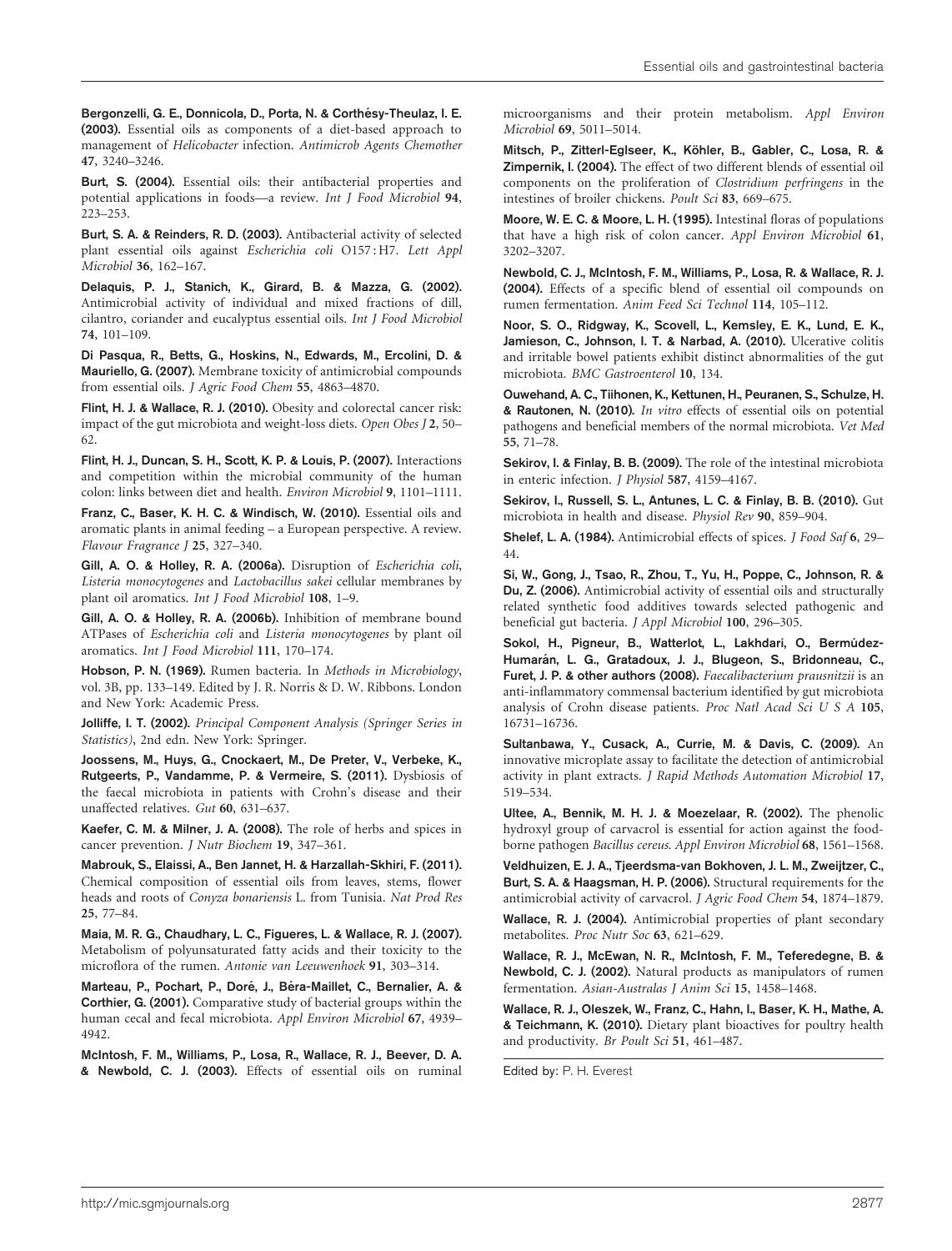**Bergonzelli, G. E., Donnicola, D., Porta, N. & Corthésy-Theulaz, I. E. (2003).** Essential oils as components of a diet-based approach to management of *Helicobacter* infection. *Antimicrob Agents Chemother* **47**, 3240–3246.

**Burt, S. (2004).** Essential oils: their antibacterial properties and potential applications in foods—a review. *Int J Food Microbiol* **94**, 223–253.

**Burt, S. A. & Reinders, R. D. (2003).** Antibacterial activity of selected plant essential oils against *Escherichia coli* O157 : H7. *Lett Appl Microbiol* **36**, 162–167.

**Delaquis, P. J., Stanich, K., Girard, B. & Mazza, G. (2002).** Antimicrobial activity of individual and mixed fractions of dill, cilantro, coriander and eucalyptus essential oils. *Int J Food Microbiol* **74**, 101–109.

**Di Pasqua, R., Betts, G., Hoskins, N., Edwards, M., Ercolini, D. & Mauriello, G. (2007).** Membrane toxicity of antimicrobial compounds from essential oils. *J Agric Food Chem* **55**, 4863–4870.

**Flint, H. J. & Wallace, R. J. (2010).** Obesity and colorectal cancer risk: impact of the gut microbiota and weight-loss diets. *Open Obes J* **2**, 50–62.

**Flint, H. J., Duncan, S. H., Scott, K. P. & Louis, P. (2007).** Interactions and competition within the microbial community of the human colon: links between diet and health. *Environ Microbiol* **9**, 1101–1111.

**Franz, C., Baser, K. H. C. & Windisch, W. (2010).** Essential oils and aromatic plants in animal feeding – a European perspective. A review. *Flavour Fragrance J* **25**, 327–340.

**Gill, A. O. & Holley, R. A. (2006a).** Disruption of *Escherichia coli*, *Listeria monocytogenes* and *Lactobacillus sakei* cellular membranes by plant oil aromatics. *Int J Food Microbiol* **108**, 1–9.

**Gill, A. O. & Holley, R. A. (2006b).** Inhibition of membrane bound ATPases of *Escherichia coli* and *Listeria monocytogenes* by plant oil aromatics. *Int J Food Microbiol* **111**, 170–174.

**Hobson, P. N. (1969).** Rumen bacteria. In *Methods in Microbiology*, vol. 3B, pp. 133–149. Edited by J. R. Norris & D. W. Ribbons. London and New York: Academic Press.

**Jolliffe, I. T. (2002).** *Principal Component Analysis (Springer Series in Statistics)*, 2nd edn. New York: Springer.

**Joossens, M., Huys, G., Cnockaert, M., De Preter, V., Verbeke, K., Rutgeerts, P., Vandamme, P. & Vermeire, S. (2011).** Dysbiosis of the faecal microbiota in patients with Crohn's disease and their unaffected relatives. *Gut* **60**, 631–637.

**Kaefer, C. M. & Milner, J. A. (2008).** The role of herbs and spices in cancer prevention. *J Nutr Biochem* **19**, 347–361.

**Mabrouk, S., Elaissi, A., Ben Jannet, H. & Harzallah-Skhiri, F. (2011).** Chemical composition of essential oils from leaves, stems, flower heads and roots of *Conyza bonariensis* L. from Tunisia. *Nat Prod Res* **25**, 77–84.

**Maia, M. R. G., Chaudhary, L. C., Figueres, L. & Wallace, R. J. (2007).** Metabolism of polyunsaturated fatty acids and their toxicity to the microflora of the rumen. *Antonie van Leeuwenhoek* **91**, 303–314.

**Marteau, P., Pochart, P., Doré, J., Béra-Maillet, C., Bernalier, A. & Corthier, G. (2001).** Comparative study of bacterial groups within the human cecal and fecal microbiota. *Appl Environ Microbiol* **67**, 4939–4942.

**McIntosh, F. M., Williams, P., Losa, R., Wallace, R. J., Beever, D. A. & Newbold, C. J. (2003).** Effects of essential oils on ruminal microorganisms and their protein metabolism. *Appl Environ Microbiol* **69**, 5011–5014.

**Mitsch, P., Zitterl-Eglseer, K., Köhler, B., Gabler, C., Losa, R. & Zimpernik, I. (2004).** The effect of two different blends of essential oil components on the proliferation of *Clostridium perfringens* in the intestines of broiler chickens. *Poult Sci* **83**, 669–675.

**Moore, W. E. C. & Moore, L. H. (1995).** Intestinal floras of populations that have a high risk of colon cancer. *Appl Environ Microbiol* **61**, 3202–3207.

**Newbold, C. J., McIntosh, F. M., Williams, P., Losa, R. & Wallace, R. J. (2004).** Effects of a specific blend of essential oil compounds on rumen fermentation. *Anim Feed Sci Technol* **114**, 105–112.

**Noor, S. O., Ridgway, K., Scovell, L., Kemsley, E. K., Lund, E. K., Jamieson, C., Johnson, I. T. & Narbad, A. (2010).** Ulcerative colitis and irritable bowel patients exhibit distinct abnormalities of the gut microbiota. *BMC Gastroenterol* **10**, 134.

**Ouwehand, A. C., Tiihonen, K., Kettunen, H., Peuranen, S., Schulze, H. & Rautonen, N. (2010).** *In vitro* effects of essential oils on potential pathogens and beneficial members of the normal microbiota. *Vet Med* **55**, 71–78.

**Sekirov, I. & Finlay, B. B. (2009).** The role of the intestinal microbiota in enteric infection. *J Physiol* **587**, 4159–4167.

**Sekirov, I., Russell, S. L., Antunes, L. C. & Finlay, B. B. (2010).** Gut microbiota in health and disease. *Physiol Rev* **90**, 859–904.

**Shelef, L. A. (1984).** Antimicrobial effects of spices. *J Food Saf* **6**, 29–44.

**Si, W., Gong, J., Tsao, R., Zhou, T., Yu, H., Poppe, C., Johnson, R. & Du, Z. (2006).** Antimicrobial activity of essential oils and structurally related synthetic food additives towards selected pathogenic and beneficial gut bacteria. *J Appl Microbiol* **100**, 296–305.

**Sokol, H., Pigneur, B., Watterlot, L., Lakhdari, O., Bermúdez-Humarán, L. G., Gratadoux, J. J., Blugeon, S., Bridonneau, C., Furet, J. P. & other authors (2008).** *Faecalibacterium prausnitzii* is an anti-inflammatory commensal bacterium identified by gut microbiota analysis of Crohn disease patients. *Proc Natl Acad Sci U S A* **105**, 16731–16736.

**Sultanbawa, Y., Cusack, A., Currie, M. & Davis, C. (2009).** An innovative microplate assay to facilitate the detection of antimicrobial activity in plant extracts. *J Rapid Methods Automation Microbiol* **17**, 519–534.

**Ultee, A., Bennik, M. H. J. & Moezelaar, R. (2002).** The phenolic hydroxyl group of carvacrol is essential for action against the food-borne pathogen *Bacillus cereus*. *Appl Environ Microbiol* **68**, 1561–1568.

**Veldhuizen, E. J. A., Tjeerdsma-van Bokhoven, J. L. M., Zweijtzer, C., Burt, S. A. & Haagsman, H. P. (2006).** Structural requirements for the antimicrobial activity of carvacrol. *J Agric Food Chem* **54**, 1874–1879.

**Wallace, R. J. (2004).** Antimicrobial properties of plant secondary metabolites. *Proc Nutr Soc* **63**, 621–629.

**Wallace, R. J., McEwan, N. R., McIntosh, F. M., Teferedegne, B. & Newbold, C. J. (2002).** Natural products as manipulators of rumen fermentation. *Asian-Australas J Anim Sci* **15**, 1458–1468.

**Wallace, R. J., Oleszek, W., Franz, C., Hahn, I., Baser, K. H., Mathe, A. & Teichmann, K. (2010).** Dietary plant bioactives for poultry health and productivity. *Br Poult Sci* **51**, 461–487.

Edited by: P. H. Everest